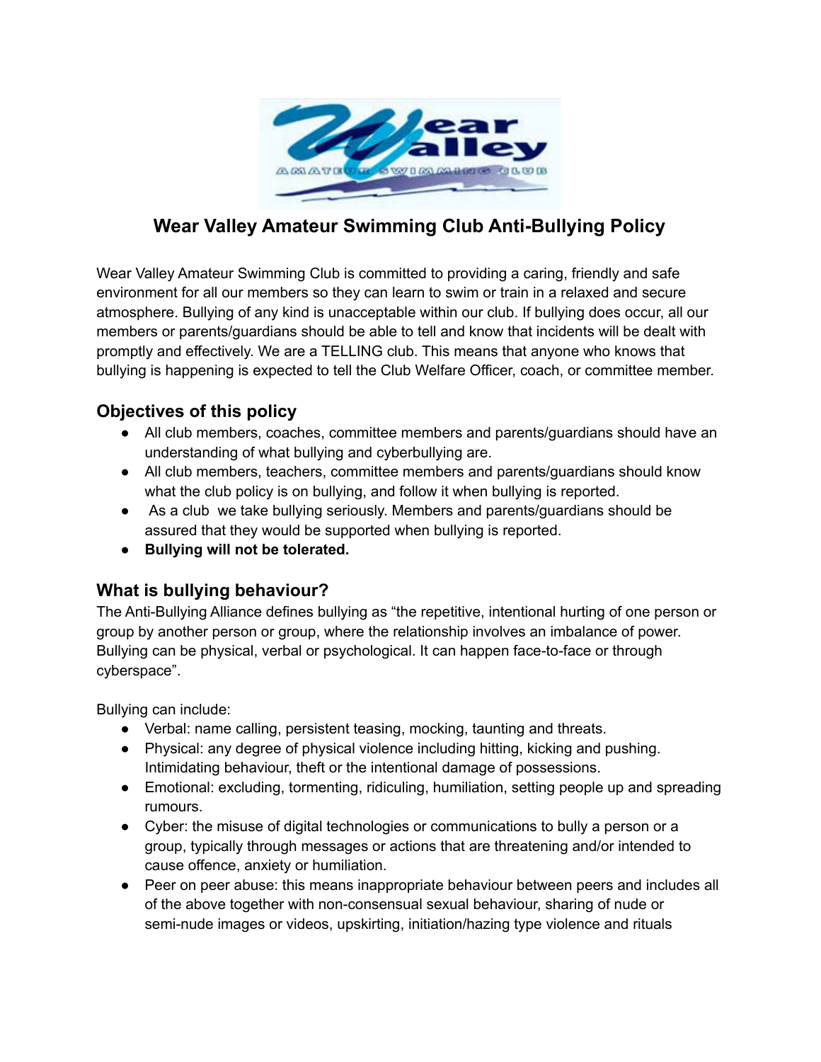# Wear Valley Amateur Swimming Club Anti-Bullying Policy

Wear Valley Amateur Swimming Club is committed to providing a caring, friendly and safe environment for all our members so they can learn to swim or train in a relaxed and secure atmosphere. Bullying of any kind is unacceptable within our club. If bullying does occur, all our members or parents/guardians should be able to tell and know that incidents will be dealt with promptly and effectively. We are a TELLING club. This means that anyone who knows that bullying is happening is expected to tell the Club Welfare Officer, coach, or committee member.

## Objectives of this policy

- All club members, coaches, committee members and parents/guardians should have an understanding of what bullying and cyberbullying are.
- All club members, teachers, committee members and parents/guardians should know what the club policy is on bullying, and follow it when bullying is reported.
- As a club we take bullying seriously. Members and parents/guardians should be assured that they would be supported when bullying is reported.
- **Bullying will not be tolerated.**

## What is bullying behaviour?

The Anti-Bullying Alliance defines bullying as "the repetitive, intentional hurting of one person or group by another person or group, where the relationship involves an imbalance of power. Bullying can be physical, verbal or psychological. It can happen face-to-face or through cyberspace".

Bullying can include:

- Verbal: name calling, persistent teasing, mocking, taunting and threats.
- Physical: any degree of physical violence including hitting, kicking and pushing. Intimidating behaviour, theft or the intentional damage of possessions.
- Emotional: excluding, tormenting, ridiculing, humiliation, setting people up and spreading rumours.
- Cyber: the misuse of digital technologies or communications to bully a person or a group, typically through messages or actions that are threatening and/or intended to cause offence, anxiety or humiliation.
- Peer on peer abuse: this means inappropriate behaviour between peers and includes all of the above together with non-consensual sexual behaviour, sharing of nude or semi-nude images or videos, upskirting, initiation/hazing type violence and rituals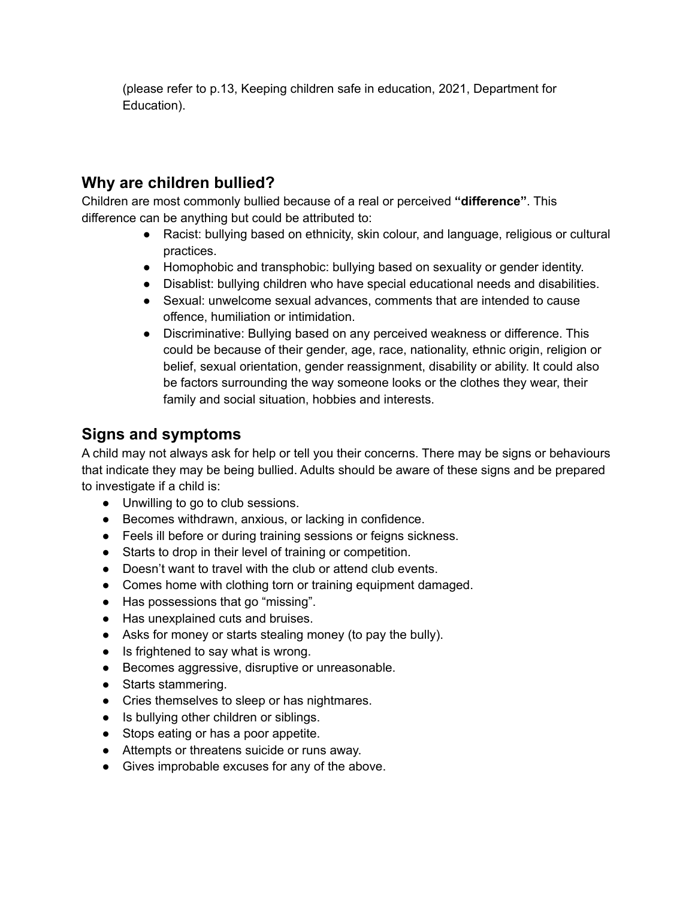(please refer to p.13, Keeping children safe in education, 2021, Department for Education).

## Why are children bullied?

Children are most commonly bullied because of a real or perceived **"difference"**. This difference can be anything but could be attributed to:

- Racist: bullying based on ethnicity, skin colour, and language, religious or cultural practices.
- Homophobic and transphobic: bullying based on sexuality or gender identity.
- Disablist: bullying children who have special educational needs and disabilities.
- Sexual: unwelcome sexual advances, comments that are intended to cause offence, humiliation or intimidation.
- Discriminative: Bullying based on any perceived weakness or difference. This could be because of their gender, age, race, nationality, ethnic origin, religion or belief, sexual orientation, gender reassignment, disability or ability. It could also be factors surrounding the way someone looks or the clothes they wear, their family and social situation, hobbies and interests.

## Signs and symptoms

A child may not always ask for help or tell you their concerns. There may be signs or behaviours that indicate they may be being bullied. Adults should be aware of these signs and be prepared to investigate if a child is:

- Unwilling to go to club sessions.
- Becomes withdrawn, anxious, or lacking in confidence.
- Feels ill before or during training sessions or feigns sickness.
- Starts to drop in their level of training or competition.
- Doesn't want to travel with the club or attend club events.
- Comes home with clothing torn or training equipment damaged.
- Has possessions that go "missing".
- Has unexplained cuts and bruises.
- Asks for money or starts stealing money (to pay the bully).
- Is frightened to say what is wrong.
- Becomes aggressive, disruptive or unreasonable.
- Starts stammering.
- Cries themselves to sleep or has nightmares.
- Is bullying other children or siblings.
- Stops eating or has a poor appetite.
- Attempts or threatens suicide or runs away.
- Gives improbable excuses for any of the above.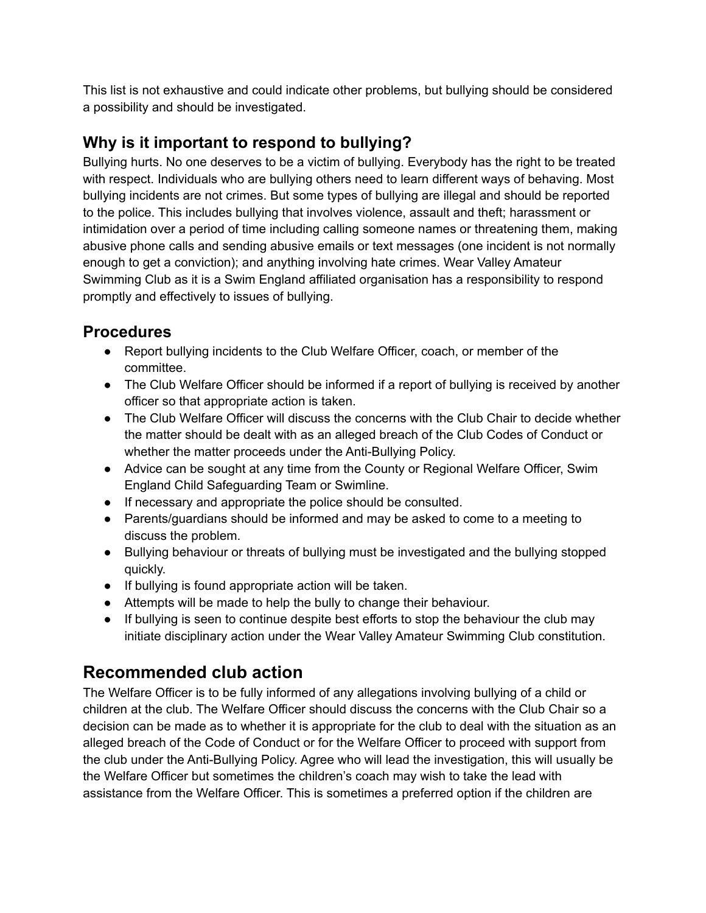This list is not exhaustive and could indicate other problems, but bullying should be considered a possibility and should be investigated.

## Why is it important to respond to bullying?

Bullying hurts. No one deserves to be a victim of bullying. Everybody has the right to be treated with respect. Individuals who are bullying others need to learn different ways of behaving. Most bullying incidents are not crimes. But some types of bullying are illegal and should be reported to the police. This includes bullying that involves violence, assault and theft; harassment or intimidation over a period of time including calling someone names or threatening them, making abusive phone calls and sending abusive emails or text messages (one incident is not normally enough to get a conviction); and anything involving hate crimes. Wear Valley Amateur Swimming Club as it is a Swim England affiliated organisation has a responsibility to respond promptly and effectively to issues of bullying.

## Procedures

- Report bullying incidents to the Club Welfare Officer, coach, or member of the committee.
- The Club Welfare Officer should be informed if a report of bullying is received by another officer so that appropriate action is taken.
- The Club Welfare Officer will discuss the concerns with the Club Chair to decide whether the matter should be dealt with as an alleged breach of the Club Codes of Conduct or whether the matter proceeds under the Anti-Bullying Policy.
- Advice can be sought at any time from the County or Regional Welfare Officer, Swim England Child Safeguarding Team or Swimline.
- If necessary and appropriate the police should be consulted.
- Parents/guardians should be informed and may be asked to come to a meeting to discuss the problem.
- Bullying behaviour or threats of bullying must be investigated and the bullying stopped quickly.
- If bullying is found appropriate action will be taken.
- Attempts will be made to help the bully to change their behaviour.
- If bullying is seen to continue despite best efforts to stop the behaviour the club may initiate disciplinary action under the Wear Valley Amateur Swimming Club constitution.

# Recommended club action

The Welfare Officer is to be fully informed of any allegations involving bullying of a child or children at the club. The Welfare Officer should discuss the concerns with the Club Chair so a decision can be made as to whether it is appropriate for the club to deal with the situation as an alleged breach of the Code of Conduct or for the Welfare Officer to proceed with support from the club under the Anti-Bullying Policy. Agree who will lead the investigation, this will usually be the Welfare Officer but sometimes the children's coach may wish to take the lead with assistance from the Welfare Officer. This is sometimes a preferred option if the children are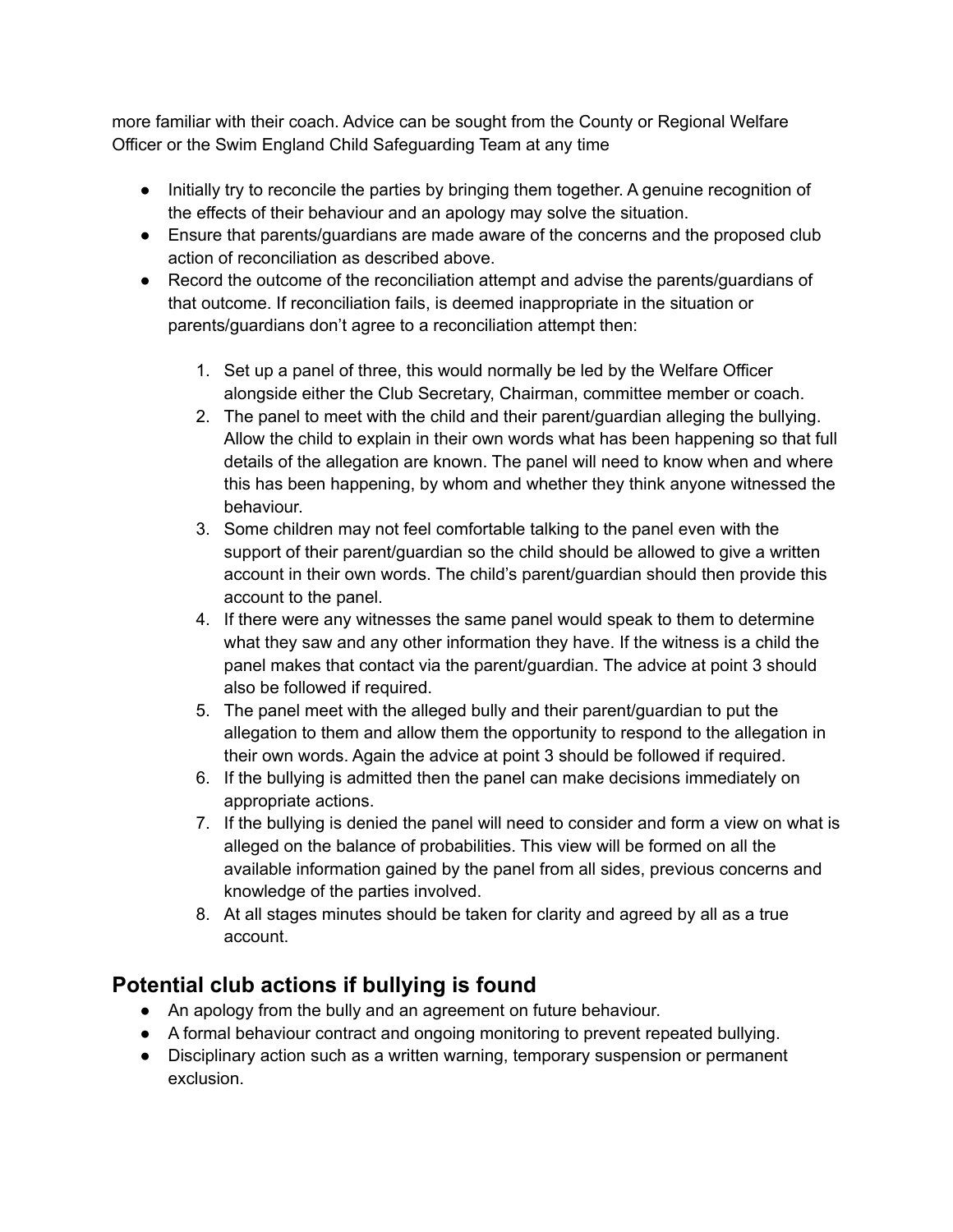more familiar with their coach. Advice can be sought from the County or Regional Welfare Officer or the Swim England Child Safeguarding Team at any time

- Initially try to reconcile the parties by bringing them together. A genuine recognition of the effects of their behaviour and an apology may solve the situation.
- Ensure that parents/guardians are made aware of the concerns and the proposed club action of reconciliation as described above.
- Record the outcome of the reconciliation attempt and advise the parents/guardians of that outcome. If reconciliation fails, is deemed inappropriate in the situation or parents/guardians don't agree to a reconciliation attempt then:

    1. Set up a panel of three, this would normally be led by the Welfare Officer alongside either the Club Secretary, Chairman, committee member or coach.
    2. The panel to meet with the child and their parent/guardian alleging the bullying. Allow the child to explain in their own words what has been happening so that full details of the allegation are known. The panel will need to know when and where this has been happening, by whom and whether they think anyone witnessed the behaviour.
    3. Some children may not feel comfortable talking to the panel even with the support of their parent/guardian so the child should be allowed to give a written account in their own words. The child's parent/guardian should then provide this account to the panel.
    4. If there were any witnesses the same panel would speak to them to determine what they saw and any other information they have. If the witness is a child the panel makes that contact via the parent/guardian. The advice at point 3 should also be followed if required.
    5. The panel meet with the alleged bully and their parent/guardian to put the allegation to them and allow them the opportunity to respond to the allegation in their own words. Again the advice at point 3 should be followed if required.
    6. If the bullying is admitted then the panel can make decisions immediately on appropriate actions.
    7. If the bullying is denied the panel will need to consider and form a view on what is alleged on the balance of probabilities. This view will be formed on all the available information gained by the panel from all sides, previous concerns and knowledge of the parties involved.
    8. At all stages minutes should be taken for clarity and agreed by all as a true account.

## Potential club actions if bullying is found

- An apology from the bully and an agreement on future behaviour.
- A formal behaviour contract and ongoing monitoring to prevent repeated bullying.
- Disciplinary action such as a written warning, temporary suspension or permanent exclusion.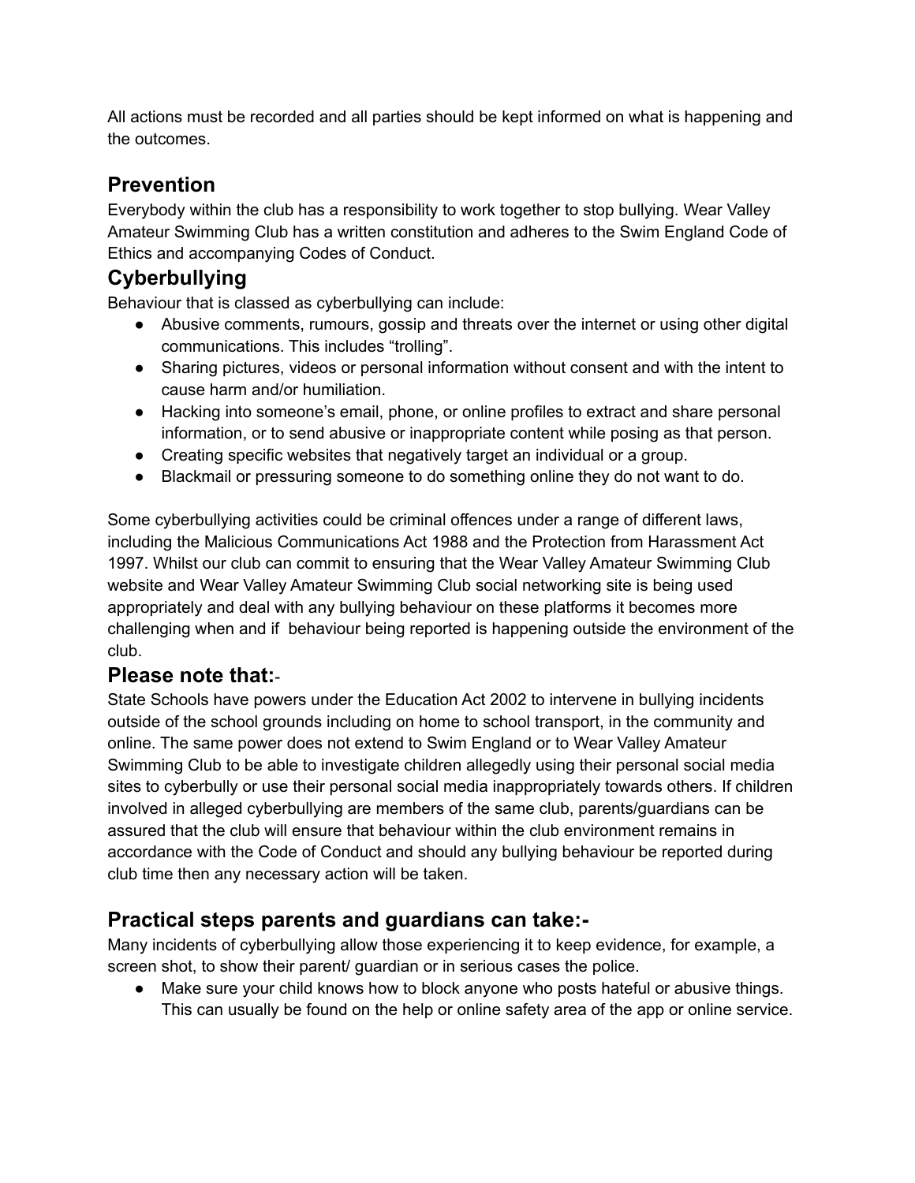All actions must be recorded and all parties should be kept informed on what is happening and the outcomes.

## Prevention

Everybody within the club has a responsibility to work together to stop bullying. Wear Valley Amateur Swimming Club has a written constitution and adheres to the Swim England Code of Ethics and accompanying Codes of Conduct.

## Cyberbullying

Behaviour that is classed as cyberbullying can include:

- Abusive comments, rumours, gossip and threats over the internet or using other digital communications. This includes "trolling".
- Sharing pictures, videos or personal information without consent and with the intent to cause harm and/or humiliation.
- Hacking into someone's email, phone, or online profiles to extract and share personal information, or to send abusive or inappropriate content while posing as that person.
- Creating specific websites that negatively target an individual or a group.
- Blackmail or pressuring someone to do something online they do not want to do.

Some cyberbullying activities could be criminal offences under a range of different laws, including the Malicious Communications Act 1988 and the Protection from Harassment Act 1997. Whilst our club can commit to ensuring that the Wear Valley Amateur Swimming Club website and Wear Valley Amateur Swimming Club social networking site is being used appropriately and deal with any bullying behaviour on these platforms it becomes more challenging when and if behaviour being reported is happening outside the environment of the club.

## Please note that:-

State Schools have powers under the Education Act 2002 to intervene in bullying incidents outside of the school grounds including on home to school transport, in the community and online. The same power does not extend to Swim England or to Wear Valley Amateur Swimming Club to be able to investigate children allegedly using their personal social media sites to cyberbully or use their personal social media inappropriately towards others. If children involved in alleged cyberbullying are members of the same club, parents/guardians can be assured that the club will ensure that behaviour within the club environment remains in accordance with the Code of Conduct and should any bullying behaviour be reported during club time then any necessary action will be taken.

## Practical steps parents and guardians can take:-

Many incidents of cyberbullying allow those experiencing it to keep evidence, for example, a screen shot, to show their parent/ guardian or in serious cases the police.

- Make sure your child knows how to block anyone who posts hateful or abusive things. This can usually be found on the help or online safety area of the app or online service.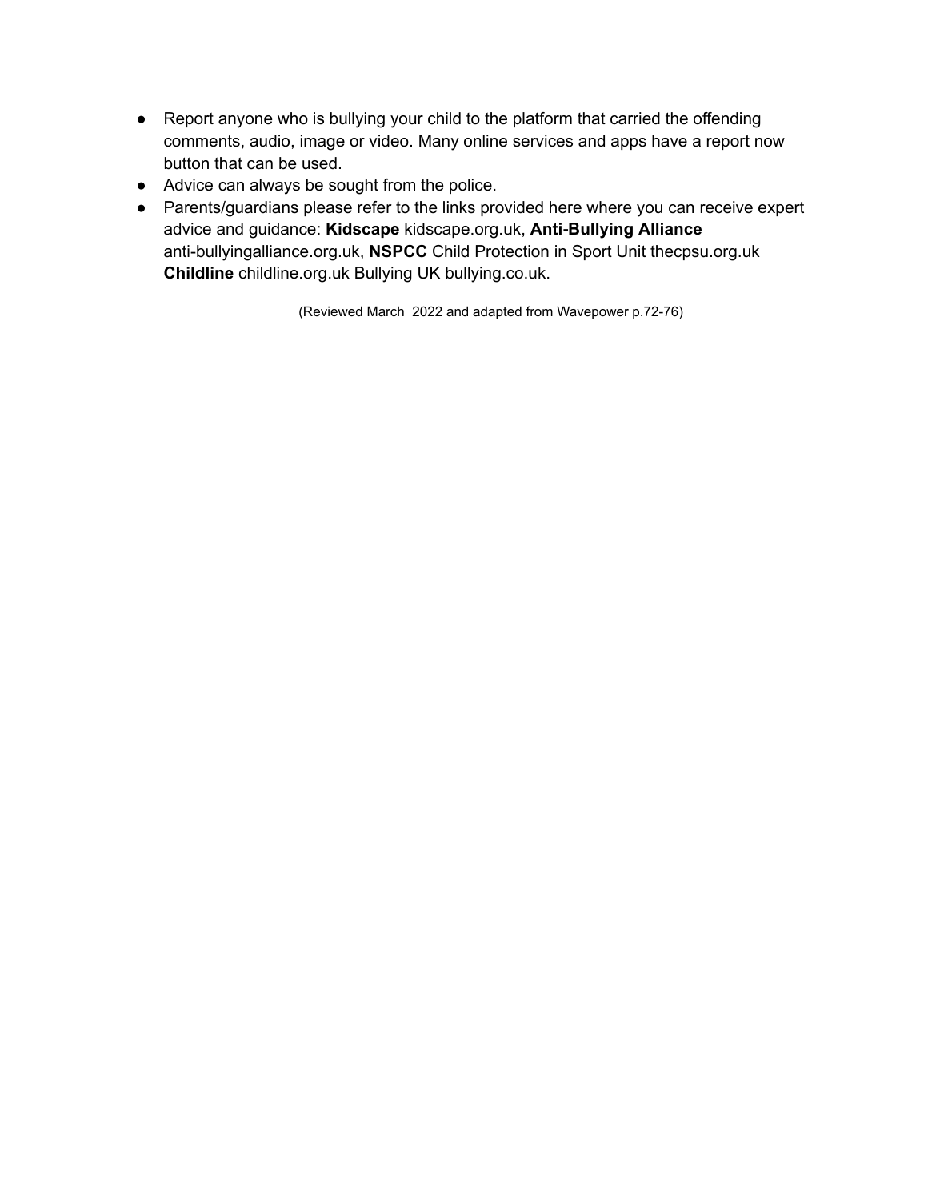- Report anyone who is bullying your child to the platform that carried the offending comments, audio, image or video. Many online services and apps have a report now button that can be used.
- Advice can always be sought from the police.
- Parents/guardians please refer to the links provided here where you can receive expert advice and guidance: **Kidscape** kidscape.org.uk, **Anti-Bullying Alliance** anti-bullyingalliance.org.uk, **NSPCC** Child Protection in Sport Unit thecpsu.org.uk **Childline** childline.org.uk Bullying UK bullying.co.uk.

(Reviewed March 2022 and adapted from Wavepower p.72-76)